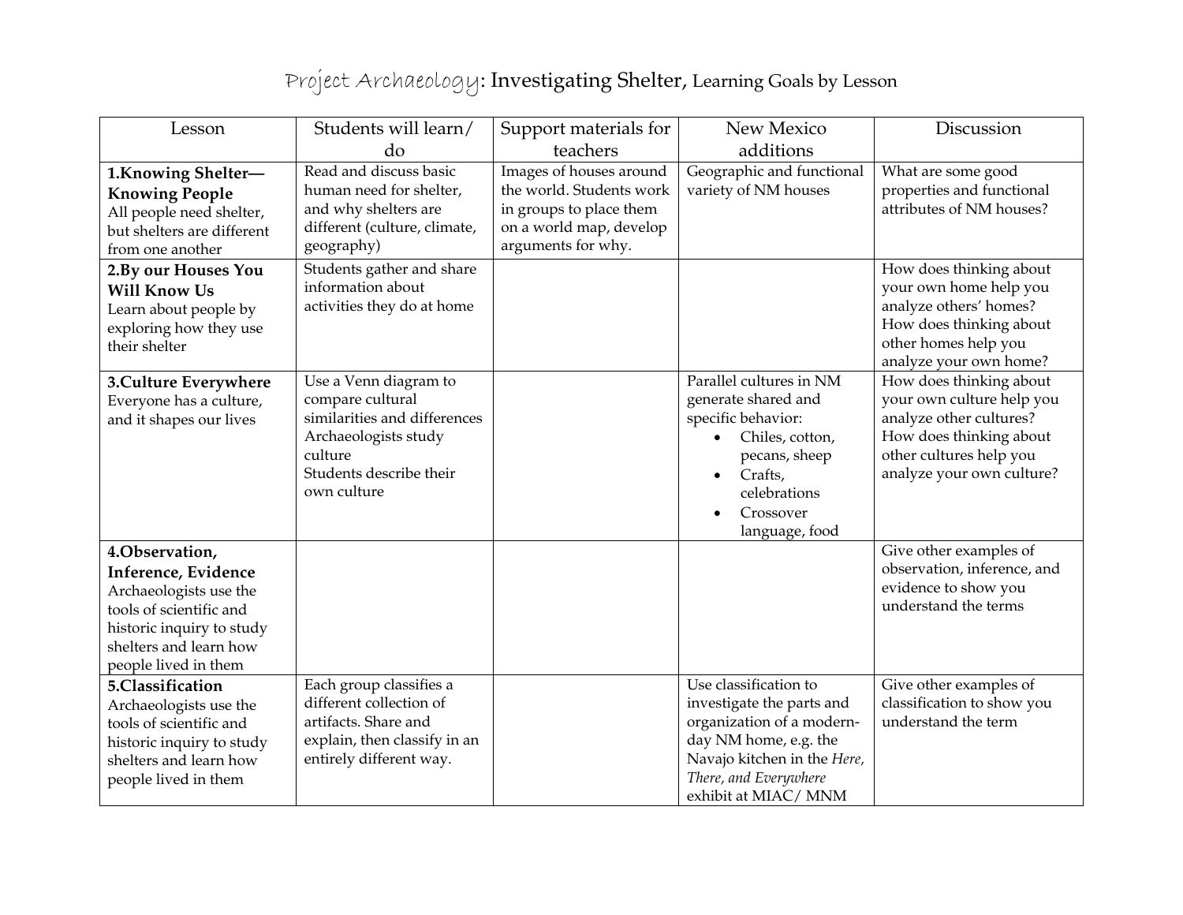# *Project Archaeology*: Investigating Shelter, Learning Goals by Lesson

| Lesson | Students will learn/ do | Support materials for teachers | New Mexico additions | Discussion |
|---|---|---|---|---|
| **1.Knowing Shelter—Knowing People** All people need shelter, but shelters are different from one another | Read and discuss basic human need for shelter, and why shelters are different (culture, climate, geography) | Images of houses around the world. Students work in groups to place them on a world map, develop arguments for why. | Geographic and functional variety of NM houses | What are some good properties and functional attributes of NM houses? |
| **2.By our Houses You Will Know Us** Learn about people by exploring how they use their shelter | Students gather and share information about activities they do at home | | | How does thinking about your own home help you analyze others' homes? How does thinking about other homes help you analyze your own home? |
| **3.Culture Everywhere** Everyone has a culture, and it shapes our lives | Use a Venn diagram to compare cultural similarities and differences Archaeologists study culture Students describe their own culture | | Parallel cultures in NM generate shared and specific behavior: • Chiles, cotton, pecans, sheep • Crafts, celebrations • Crossover language, food | How does thinking about your own culture help you analyze other cultures? How does thinking about other cultures help you analyze your own culture? |
| **4.Observation, Inference, Evidence** Archaeologists use the tools of scientific and historic inquiry to study shelters and learn how people lived in them | | | | Give other examples of observation, inference, and evidence to show you understand the terms |
| **5.Classification** Archaeologists use the tools of scientific and historic inquiry to study shelters and learn how people lived in them | Each group classifies a different collection of artifacts. Share and explain, then classify in an entirely different way. | | Use classification to investigate the parts and organization of a modern-day NM home, e.g. the Navajo kitchen in the *Here, There, and Everywhere* exhibit at MIAC/ MNM | Give other examples of classification to show you understand the term |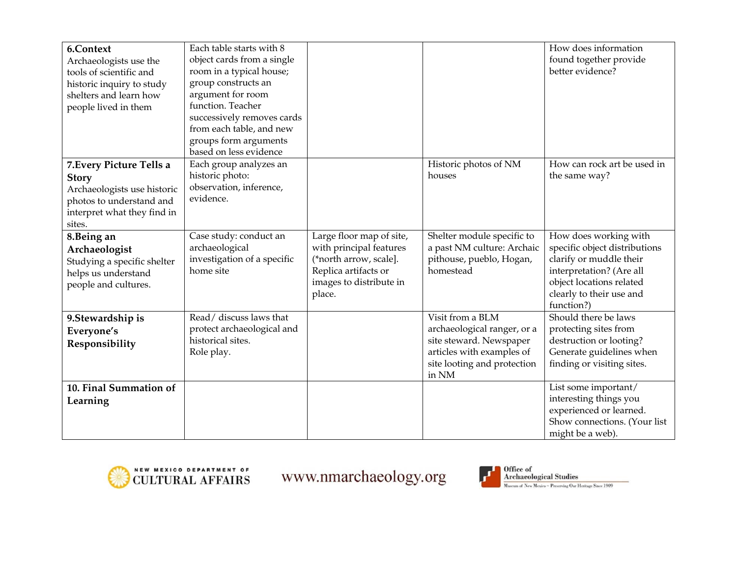| | | | | |
|---|---|---|---|---|
| **6.Context** Archaeologists use the tools of scientific and historic inquiry to study shelters and learn how people lived in them | Each table starts with 8 object cards from a single room in a typical house; group constructs an argument for room function. Teacher successively removes cards from each table, and new groups form arguments based on less evidence | | | How does information found together provide better evidence? |
| **7.Every Picture Tells a Story** Archaeologists use historic photos to understand and interpret what they find in sites. | Each group analyzes an historic photo: observation, inference, evidence. | | Historic photos of NM houses | How can rock art be used in the same way? |
| **8.Being an Archaeologist** Studying a specific shelter helps us understand people and cultures. | Case study: conduct an archaeological investigation of a specific home site | Large floor map of site, with principal features (*north arrow, scale]. Replica artifacts or images to distribute in place. | Shelter module specific to a past NM culture: Archaic pithouse, pueblo, Hogan, homestead | How does working with specific object distributions clarify or muddle their interpretation? (Are all object locations related clearly to their use and function?) |
| **9.Stewardship is Everyone's Responsibility** | Read/ discuss laws that protect archaeological and historical sites. Role play. | | Visit from a BLM archaeological ranger, or a site steward. Newspaper articles with examples of site looting and protection in NM | Should there be laws protecting sites from destruction or looting? Generate guidelines when finding or visiting sites. |
| **10. Final Summation of Learning** | | | | List some important/ interesting things you experienced or learned. Show connections. (Your list might be a web). |

NEW MEXICO DEPARTMENT OF CULTURAL AFFAIRS www.nmarchaeology.org Office of Archaeological Studies Museum of New Mexico – Preserving Our Heritage Since 1909